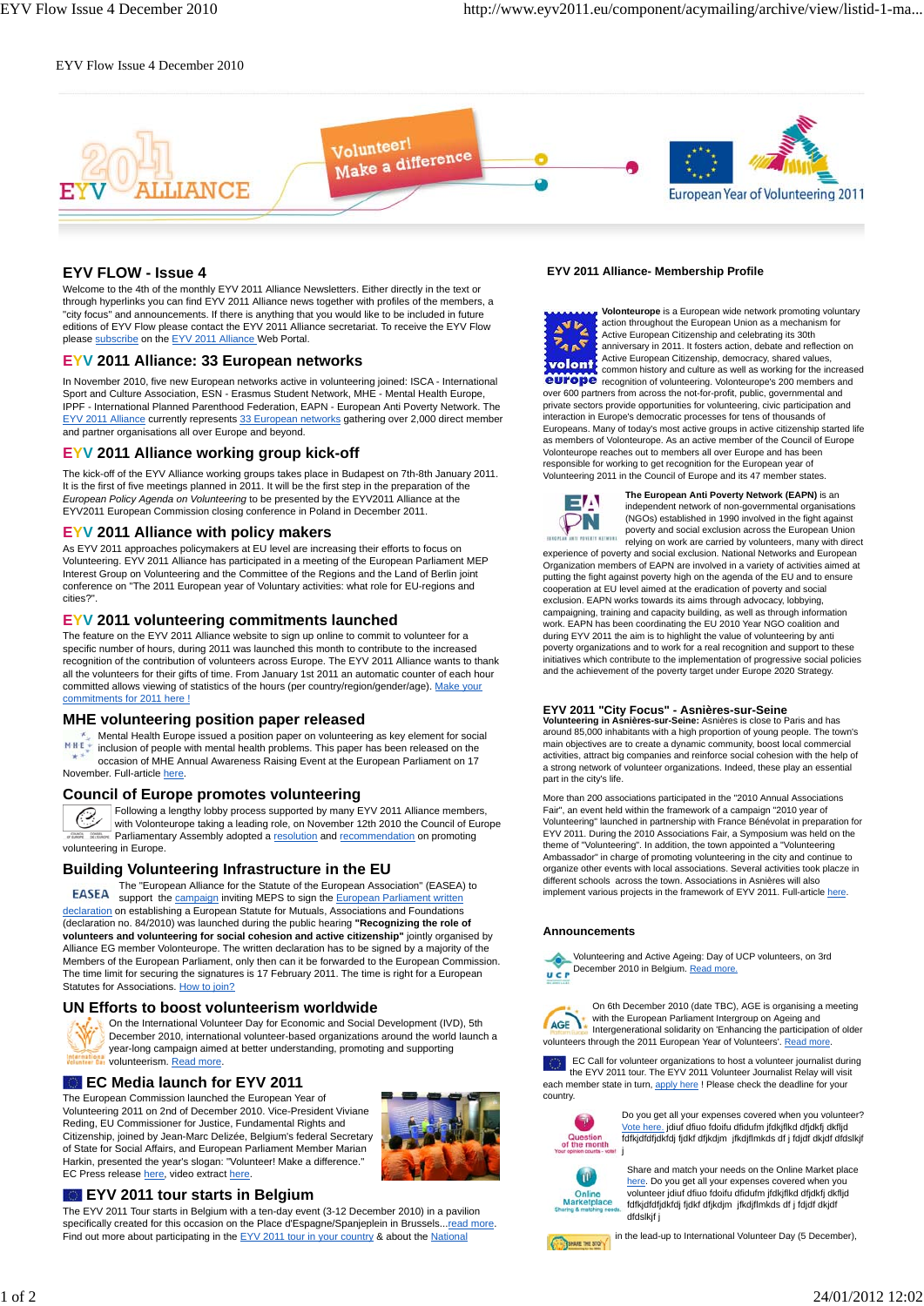EYV Flow Issue 4 December 2010

## EYV FLOW - Issue 4

Welcome to the 4th of the monthly EYV 2011 Alliance Newsletters. Either directly in the text or through hyperlinks you can find EYV 2011 Alliance news together with profiles of the members, a "city focus" and announcements. If there is anything that you would like to be included in future editions of EYV Flow please contact the EYV 2011 Alliance secretariat. To receive the EYV Flow please subscribe on the EYV 2011 Alliance Web Portal.

## EYV 2011 Alliance: 33 European networks

In November 2010, five new European networks active in volunteering joined: ISCA - International Sport and Culture Association, ESN - Erasmus Student Network, MHE - Mental Health Europe, IPPF - International Planned Parenthood Federation, EAPN - European Anti Poverty Network. The EYV 2011 Alliance currently represents 33 European networks gathering over 2,000 direct member and partner organisations all over Europe and beyond.

## EYV 2011 Alliance working group kick-off

The kick-off of the EYV Alliance working groups takes place in Budapest on 7th-8th January 2011. It is the first of five meetings planned in 2011. It will be the first step in the preparation of the *European Policy Agenda on Volunteering* to be presented by the EYV2011 Alliance at the EYV2011 European Commission closing conference in Poland in December 2011.

## EYV 2011 Alliance with policy makers

As EYV 2011 approaches policymakers at EU level are increasing their efforts to focus on Volunteering. EYV 2011 Alliance has participated in a meeting of the European Parliament MEP Interest Group on Volunteering and the Committee of the Regions and the Land of Berlin joint conference on "The 2011 European year of Voluntary activities: what role for EU-regions and cities?".

## EYV 2011 volunteering commitments launched

The feature on the EYV 2011 Alliance website to sign up online to commit to volunteer for a specific number of hours, during 2011 was launched this month to contribute to the increased recognition of the contribution of volunteers across Europe. The EYV 2011 Alliance wants to thank all the volunteers for their gifts of time. From January 1st 2011 an automatic counter of each hour committed allows viewing of statistics of the hours (per country/region/gender/age). Make your commitments for 2011 here !

## MHE volunteering position paper released

Mental Health Europe issued a position paper on volunteering as key element for social inclusion of people with mental health problems. This paper has been released on the occasion of MHE Annual Awareness Raising Event at the European Parliament on 17 November. Full-article here.

## Council of Europe promotes volunteering

Following a lengthy lobby process supported by many EYV 2011 Alliance members, with Volonteurope taking a leading role, on November 12th 2010 the Council of Europe Parliamentary Assembly adopted a resolution and recommendation on promoting volunteering in Europe.

## Building Volunteering Infrastructure in the EU

The "European Alliance for the Statute of the European Association" (EASEA) to support the campaign inviting MEPS to sign the European Parliament written declaration on establishing a European Statute for Mutuals, Associations and Foundations (declaration no. 84/2010) was launched during the public hearing **"Recognizing the role of volunteers and volunteering for social cohesion and active citizenship"** jointly organised by Alliance EG member Volonteurope. The written declaration has to be signed by a majority of the Members of the European Parliament, only then can it be forwarded to the European Commission. The time limit for securing the signatures is 17 February 2011. The time is right for a European Statutes for Associations. How to join?

## UN Efforts to boost volunteerism worldwide

On the International Volunteer Day for Economic and Social Development (IVD), 5th December 2010, international volunteer-based organizations around the world launch a year-long campaign aimed at better understanding, promoting and supporting volunteerism. Read more.

## EC Media launch for EYV 2011

The European Commission launched the European Year of Volunteering 2011 on 2nd of December 2010. Vice-President Viviane Reding, EU Commissioner for Justice, Fundamental Rights and Citizenship, joined by Jean-Marc Delizée, Belgium's federal Secretary of State for Social Affairs, and European Parliament Member Marian Harkin, presented the year's slogan: "Volunteer! Make a difference." EC Press release here, video extract here.

## EYV 2011 tour starts in Belgium

The EYV 2011 Tour starts in Belgium with a ten-day event (3-12 December 2010) in a pavilion specifically created for this occasion on the Place d'Espagne/Spanjeplein in Brussels...read more. Find out more about participating in the EYV 2011 tour in your country & about the National

## EYV 2011 Alliance- Membership Profile

**Volonteurope** is a European wide network promoting voluntary action throughout the European Union as a mechanism for Active European Citizenship and celebrating its 30th anniversary in 2011. It fosters action, debate and reflection on Active European Citizenship, democracy, shared values, common history and culture as well as working for the increased recognition of volunteering. Volonteurope's 200 members and over 600 partners from across the not-for-profit, public, governmental and private sectors provide opportunities for volunteering, civic participation and interaction in Europe's democratic processes for tens of thousands of Europeans. Many of today's most active groups in active citizenship started life as members of Volonteurope. As an active member of the Council of Europe Volonteurope reaches out to members all over Europe and has been responsible for working to get recognition for the European year of Volunteering 2011 in the Council of Europe and its 47 member states.

**The European Anti Poverty Network (EAPN)** is an independent network of non-governmental organisations (NGOs) established in 1990 involved in the fight against poverty and social exclusion across the European Union relying on work are carried by volunteers, many with direct experience of poverty and social exclusion. National Networks and European Organization members of EAPN are involved in a variety of activities aimed at putting the fight against poverty high on the agenda of the EU and to ensure cooperation at EU level aimed at the eradication of poverty and social exclusion. EAPN works towards its aims through advocacy, lobbying, campaigning, training and capacity building, as well as through information work. EAPN has been coordinating the EU 2010 Year NGO coalition and during EYV 2011 the aim is to highlight the value of volunteering by anti poverty organizations and to work for a real recognition and support to these initiatives which contribute to the implementation of progressive social policies and the achievement of the poverty target under Europe 2020 Strategy.

## EYV 2011 "City Focus" - Asnières-sur-Seine

**Volunteering in Asnières-sur-Seine:** Asnières is close to Paris and has around 85,000 inhabitants with a high proportion of young people. The town's main objectives are to create a dynamic community, boost local commercial activities, attract big companies and reinforce social cohesion with the help of a strong network of volunteer organizations. Indeed, these play an essential part in the city's life.

More than 200 associations participated in the "2010 Annual Associations Fair", an event held within the framework of a campaign "2010 year of Volunteering" launched in partnership with France Bénévolat in preparation for EYV 2011. During the 2010 Associations Fair, a Symposium was held on the theme of "Volunteering". In addition, the town appointed a "Volunteering Ambassador" in charge of promoting volunteering in the city and continue to organize other events with local associations. Several activities took placze in different schools across the town. Associations in Asnières will also implement various projects in the framework of EYV 2011. Full-article here.

## Announcements

Volunteering and Active Ageing: Day of UCP volunteers, on 3rd December 2010 in Belgium. Read more.

On 6th December 2010 (date TBC), AGE is organising a meeting with the European Parliament Intergroup on Ageing and Intergenerational solidarity on 'Enhancing the participation of older volunteers through the 2011 European Year of Volunteers'. Read more.

EC Call for volunteer organizations to host a volunteer journalist during the EYV 2011 tour. The EYV 2011 Volunteer Journalist Relay will visit each member state in turn, apply here ! Please check the deadline for your country.

Do you get all your expenses covered when you volunteer? Vote here. jdiuf dfiuo fdoifu dfidufm jfdkjflkd dfjdkfj dkfjd fdfkjdfdfjdkfdj fjdkf dfjkdjm jfkdjflmkds df j fdjdf dkjdf dfdslkjf j

Share and match your needs on the Online Market place here. Do you get all your expenses covered when you volunteer jdiuf dfiuo fdoifu dfidufm jfdkjflkd dfjdkfj dkfjd fdfkjdfdfjdkfdj fjdkf dfjkdjm jfkdjflmkds df j fdjdf dkjdf dfdslkjf j

in the lead-up to International Volunteer Day (5 December),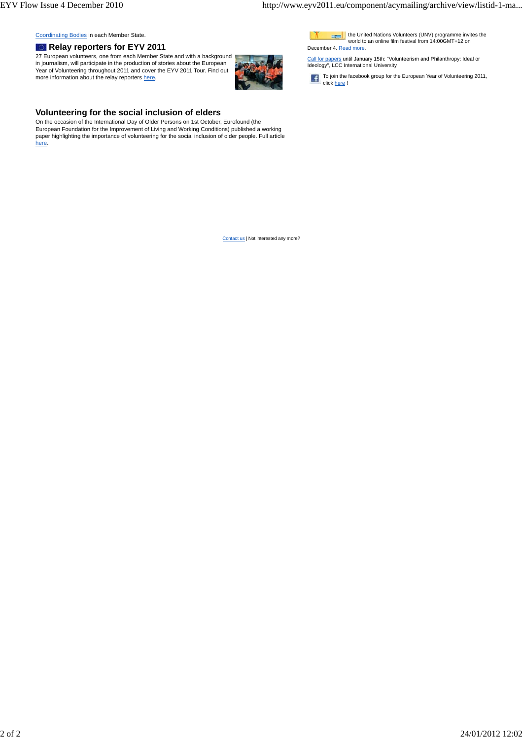Coordinating Bodies in each Member State.

## Relay reporters for EYV 2011

27 European volunteers, one from each Member State and with a background in journalism, will participate in the production of stories about the European Year of Volunteering throughout 2011 and cover the EYV 2011 Tour. Find out more information about the relay reporters here.

## Volunteering for the social inclusion of elders

On the occasion of the International Day of Older Persons on 1st October, Eurofound (the European Foundation for the Improvement of Living and Working Conditions) published a working paper highlighting the importance of volunteering for the social inclusion of older people. Full article here.

the United Nations Volunteers (UNV) programme invites the world to an online film festival from 14:00GMT+12 on December 4. Read more.

Call for papers until January 15th: "Volunteerism and Philanthropy: Ideal or Ideology", LCC International University

To join the facebook group for the European Year of Volunteering 2011, click here !

Contact us | Not interested any more?